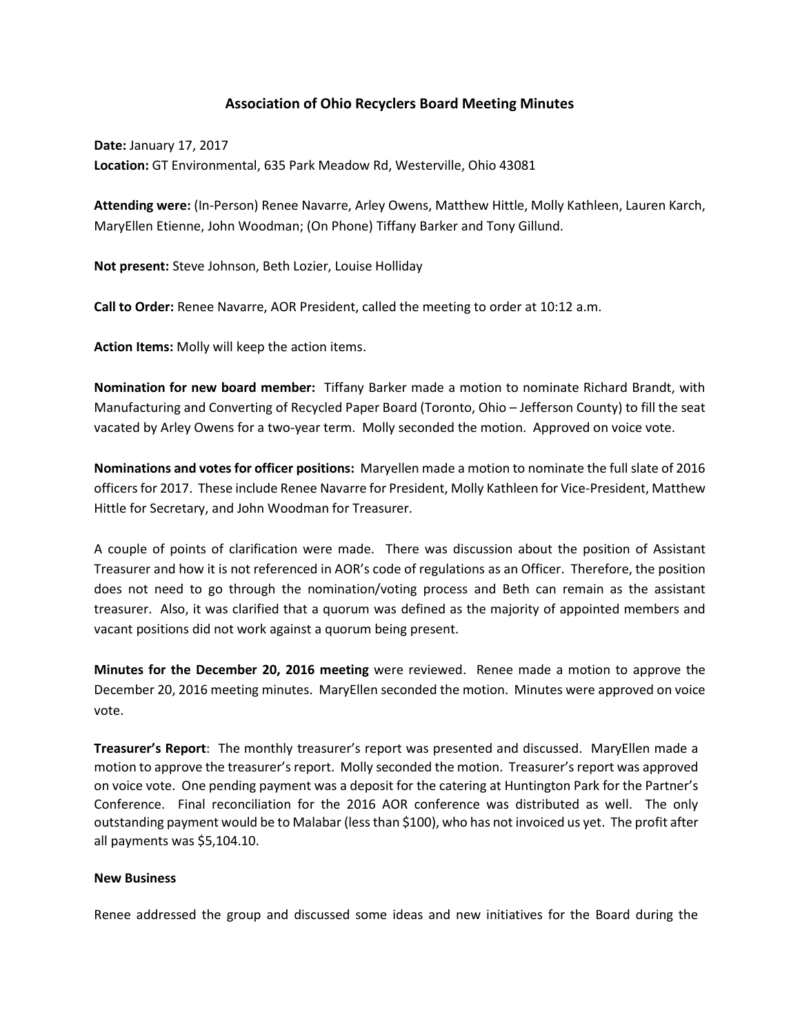# Association of Ohio Recyclers Board Meeting Minutes

**Date:** January 17, 2017
**Location:** GT Environmental, 635 Park Meadow Rd, Westerville, Ohio 43081

**Attending were:** (In-Person) Renee Navarre, Arley Owens, Matthew Hittle, Molly Kathleen, Lauren Karch, MaryEllen Etienne, John Woodman; (On Phone) Tiffany Barker and Tony Gillund.

**Not present:** Steve Johnson, Beth Lozier, Louise Holliday

**Call to Order:** Renee Navarre, AOR President, called the meeting to order at 10:12 a.m.

**Action Items:** Molly will keep the action items.

**Nomination for new board member:** Tiffany Barker made a motion to nominate Richard Brandt, with Manufacturing and Converting of Recycled Paper Board (Toronto, Ohio – Jefferson County) to fill the seat vacated by Arley Owens for a two-year term. Molly seconded the motion. Approved on voice vote.

**Nominations and votes for officer positions:** Maryellen made a motion to nominate the full slate of 2016 officers for 2017. These include Renee Navarre for President, Molly Kathleen for Vice-President, Matthew Hittle for Secretary, and John Woodman for Treasurer.

A couple of points of clarification were made. There was discussion about the position of Assistant Treasurer and how it is not referenced in AOR's code of regulations as an Officer. Therefore, the position does not need to go through the nomination/voting process and Beth can remain as the assistant treasurer. Also, it was clarified that a quorum was defined as the majority of appointed members and vacant positions did not work against a quorum being present.

**Minutes for the December 20, 2016 meeting** were reviewed. Renee made a motion to approve the December 20, 2016 meeting minutes. MaryEllen seconded the motion. Minutes were approved on voice vote.

**Treasurer's Report**: The monthly treasurer's report was presented and discussed. MaryEllen made a motion to approve the treasurer's report. Molly seconded the motion. Treasurer's report was approved on voice vote. One pending payment was a deposit for the catering at Huntington Park for the Partner's Conference. Final reconciliation for the 2016 AOR conference was distributed as well. The only outstanding payment would be to Malabar (less than $100), who has not invoiced us yet. The profit after all payments was $5,104.10.

**New Business**

Renee addressed the group and discussed some ideas and new initiatives for the Board during the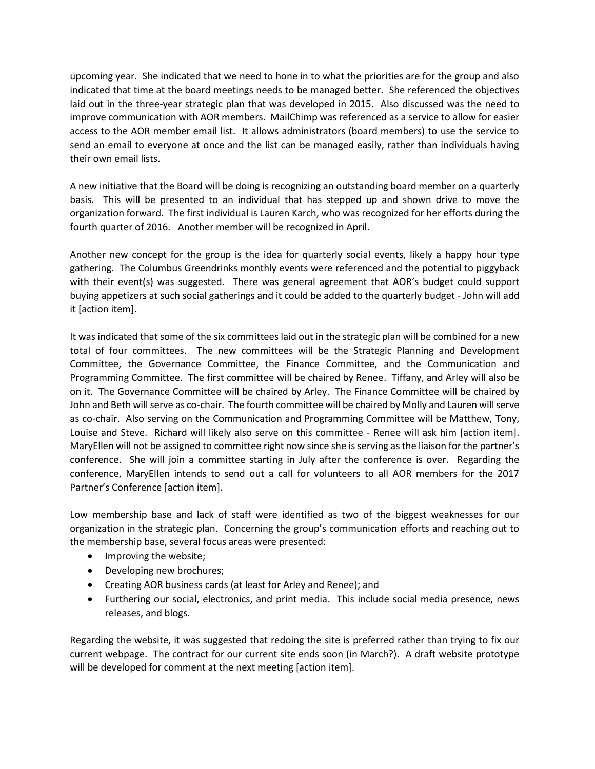upcoming year. She indicated that we need to hone in to what the priorities are for the group and also indicated that time at the board meetings needs to be managed better. She referenced the objectives laid out in the three-year strategic plan that was developed in 2015. Also discussed was the need to improve communication with AOR members. MailChimp was referenced as a service to allow for easier access to the AOR member email list. It allows administrators (board members) to use the service to send an email to everyone at once and the list can be managed easily, rather than individuals having their own email lists.

A new initiative that the Board will be doing is recognizing an outstanding board member on a quarterly basis. This will be presented to an individual that has stepped up and shown drive to move the organization forward. The first individual is Lauren Karch, who was recognized for her efforts during the fourth quarter of 2016. Another member will be recognized in April.

Another new concept for the group is the idea for quarterly social events, likely a happy hour type gathering. The Columbus Greendrinks monthly events were referenced and the potential to piggyback with their event(s) was suggested. There was general agreement that AOR's budget could support buying appetizers at such social gatherings and it could be added to the quarterly budget - John will add it [action item].

It was indicated that some of the six committees laid out in the strategic plan will be combined for a new total of four committees. The new committees will be the Strategic Planning and Development Committee, the Governance Committee, the Finance Committee, and the Communication and Programming Committee. The first committee will be chaired by Renee. Tiffany, and Arley will also be on it. The Governance Committee will be chaired by Arley. The Finance Committee will be chaired by John and Beth will serve as co-chair. The fourth committee will be chaired by Molly and Lauren will serve as co-chair. Also serving on the Communication and Programming Committee will be Matthew, Tony, Louise and Steve. Richard will likely also serve on this committee - Renee will ask him [action item]. MaryEllen will not be assigned to committee right now since she is serving as the liaison for the partner's conference. She will join a committee starting in July after the conference is over. Regarding the conference, MaryEllen intends to send out a call for volunteers to all AOR members for the 2017 Partner's Conference [action item].

Low membership base and lack of staff were identified as two of the biggest weaknesses for our organization in the strategic plan. Concerning the group's communication efforts and reaching out to the membership base, several focus areas were presented:

- Improving the website;
- Developing new brochures;
- Creating AOR business cards (at least for Arley and Renee); and
- Furthering our social, electronics, and print media. This include social media presence, news releases, and blogs.

Regarding the website, it was suggested that redoing the site is preferred rather than trying to fix our current webpage. The contract for our current site ends soon (in March?). A draft website prototype will be developed for comment at the next meeting [action item].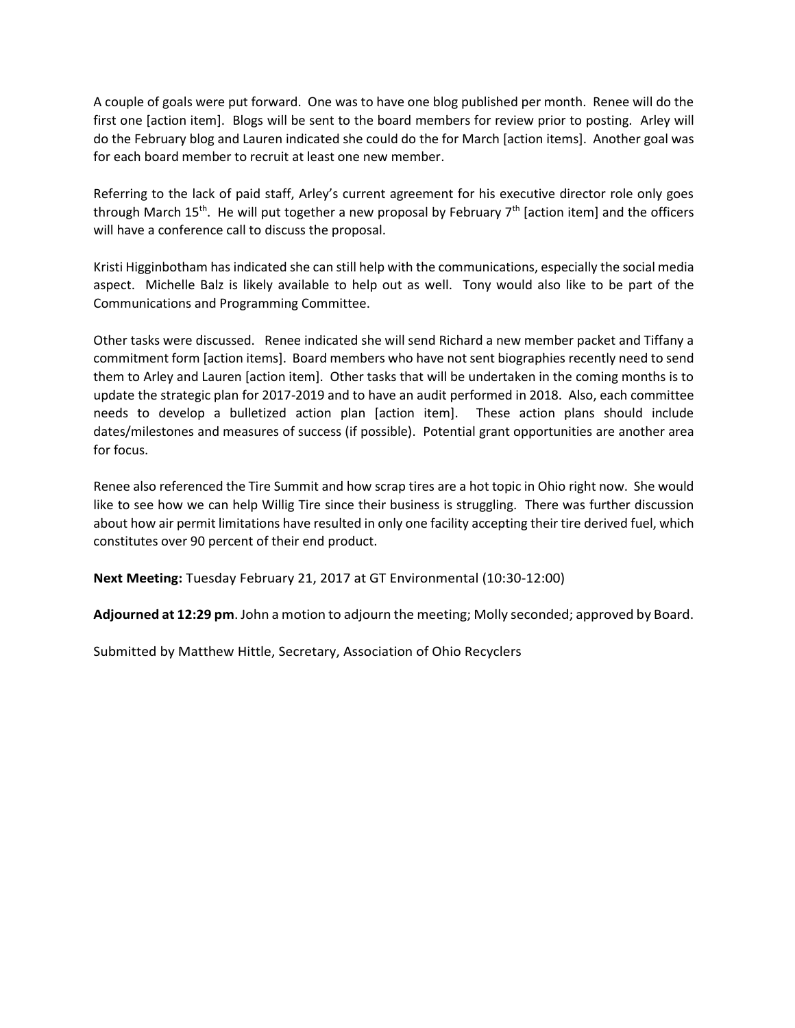A couple of goals were put forward. One was to have one blog published per month. Renee will do the first one [action item]. Blogs will be sent to the board members for review prior to posting. Arley will do the February blog and Lauren indicated she could do the for March [action items]. Another goal was for each board member to recruit at least one new member.

Referring to the lack of paid staff, Arley's current agreement for his executive director role only goes through March 15th. He will put together a new proposal by February 7th [action item] and the officers will have a conference call to discuss the proposal.

Kristi Higginbotham has indicated she can still help with the communications, especially the social media aspect. Michelle Balz is likely available to help out as well. Tony would also like to be part of the Communications and Programming Committee.

Other tasks were discussed. Renee indicated she will send Richard a new member packet and Tiffany a commitment form [action items]. Board members who have not sent biographies recently need to send them to Arley and Lauren [action item]. Other tasks that will be undertaken in the coming months is to update the strategic plan for 2017-2019 and to have an audit performed in 2018. Also, each committee needs to develop a bulletized action plan [action item]. These action plans should include dates/milestones and measures of success (if possible). Potential grant opportunities are another area for focus.

Renee also referenced the Tire Summit and how scrap tires are a hot topic in Ohio right now. She would like to see how we can help Willig Tire since their business is struggling. There was further discussion about how air permit limitations have resulted in only one facility accepting their tire derived fuel, which constitutes over 90 percent of their end product.

**Next Meeting:** Tuesday February 21, 2017 at GT Environmental (10:30-12:00)

**Adjourned at 12:29 pm**. John a motion to adjourn the meeting; Molly seconded; approved by Board.

Submitted by Matthew Hittle, Secretary, Association of Ohio Recyclers